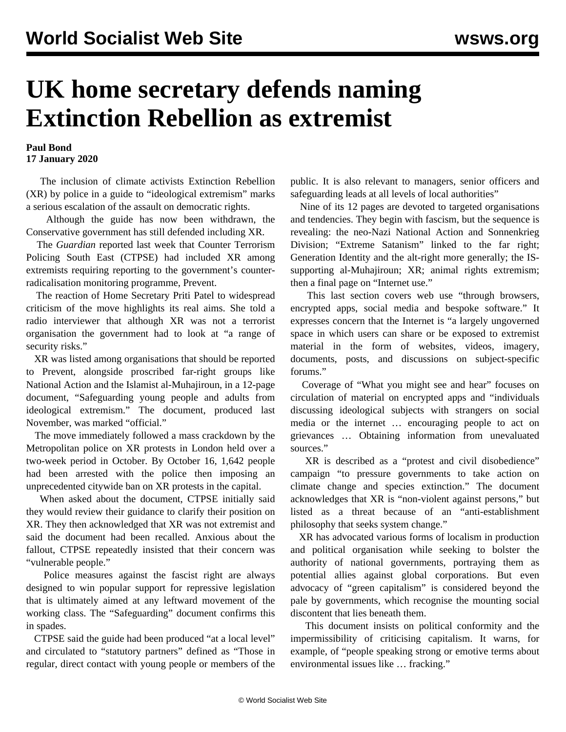# UK home secretary defends naming Extinction Rebellion as extremist

**Paul Bond**
**17 January 2020**

The inclusion of climate activists Extinction Rebellion (XR) by police in a guide to "ideological extremism" marks a serious escalation of the assault on democratic rights.

Although the guide has now been withdrawn, the Conservative government has still defended including XR.

The *Guardian* reported last week that Counter Terrorism Policing South East (CTPSE) had included XR among extremists requiring reporting to the government's counter-radicalisation monitoring programme, Prevent.

The reaction of Home Secretary Priti Patel to widespread criticism of the move highlights its real aims. She told a radio interviewer that although XR was not a terrorist organisation the government had to look at "a range of security risks."

XR was listed among organisations that should be reported to Prevent, alongside proscribed far-right groups like National Action and the Islamist al-Muhajiroun, in a 12-page document, "Safeguarding young people and adults from ideological extremism." The document, produced last November, was marked "official."

The move immediately followed a mass crackdown by the Metropolitan police on XR protests in London held over a two-week period in October. By October 16, 1,642 people had been arrested with the police then imposing an unprecedented citywide ban on XR protests in the capital.

When asked about the document, CTPSE initially said they would review their guidance to clarify their position on XR. They then acknowledged that XR was not extremist and said the document had been recalled. Anxious about the fallout, CTPSE repeatedly insisted that their concern was "vulnerable people."

Police measures against the fascist right are always designed to win popular support for repressive legislation that is ultimately aimed at any leftward movement of the working class. The "Safeguarding" document confirms this in spades.

CTPSE said the guide had been produced "at a local level" and circulated to "statutory partners" defined as "Those in regular, direct contact with young people or members of the public. It is also relevant to managers, senior officers and safeguarding leads at all levels of local authorities"

Nine of its 12 pages are devoted to targeted organisations and tendencies. They begin with fascism, but the sequence is revealing: the neo-Nazi National Action and Sonnenkrieg Division; "Extreme Satanism" linked to the far right; Generation Identity and the alt-right more generally; the IS-supporting al-Muhajiroun; XR; animal rights extremism; then a final page on "Internet use."

This last section covers web use "through browsers, encrypted apps, social media and bespoke software." It expresses concern that the Internet is "a largely ungoverned space in which users can share or be exposed to extremist material in the form of websites, videos, imagery, documents, posts, and discussions on subject-specific forums."

Coverage of "What you might see and hear" focuses on circulation of material on encrypted apps and "individuals discussing ideological subjects with strangers on social media or the internet … encouraging people to act on grievances … Obtaining information from unevaluated sources."

XR is described as a "protest and civil disobedience" campaign "to pressure governments to take action on climate change and species extinction." The document acknowledges that XR is "non-violent against persons," but listed as a threat because of an "anti-establishment philosophy that seeks system change."

XR has advocated various forms of localism in production and political organisation while seeking to bolster the authority of national governments, portraying them as potential allies against global corporations. But even advocacy of "green capitalism" is considered beyond the pale by governments, which recognise the mounting social discontent that lies beneath them.

This document insists on political conformity and the impermissibility of criticising capitalism. It warns, for example, of "people speaking strong or emotive terms about environmental issues like … fracking."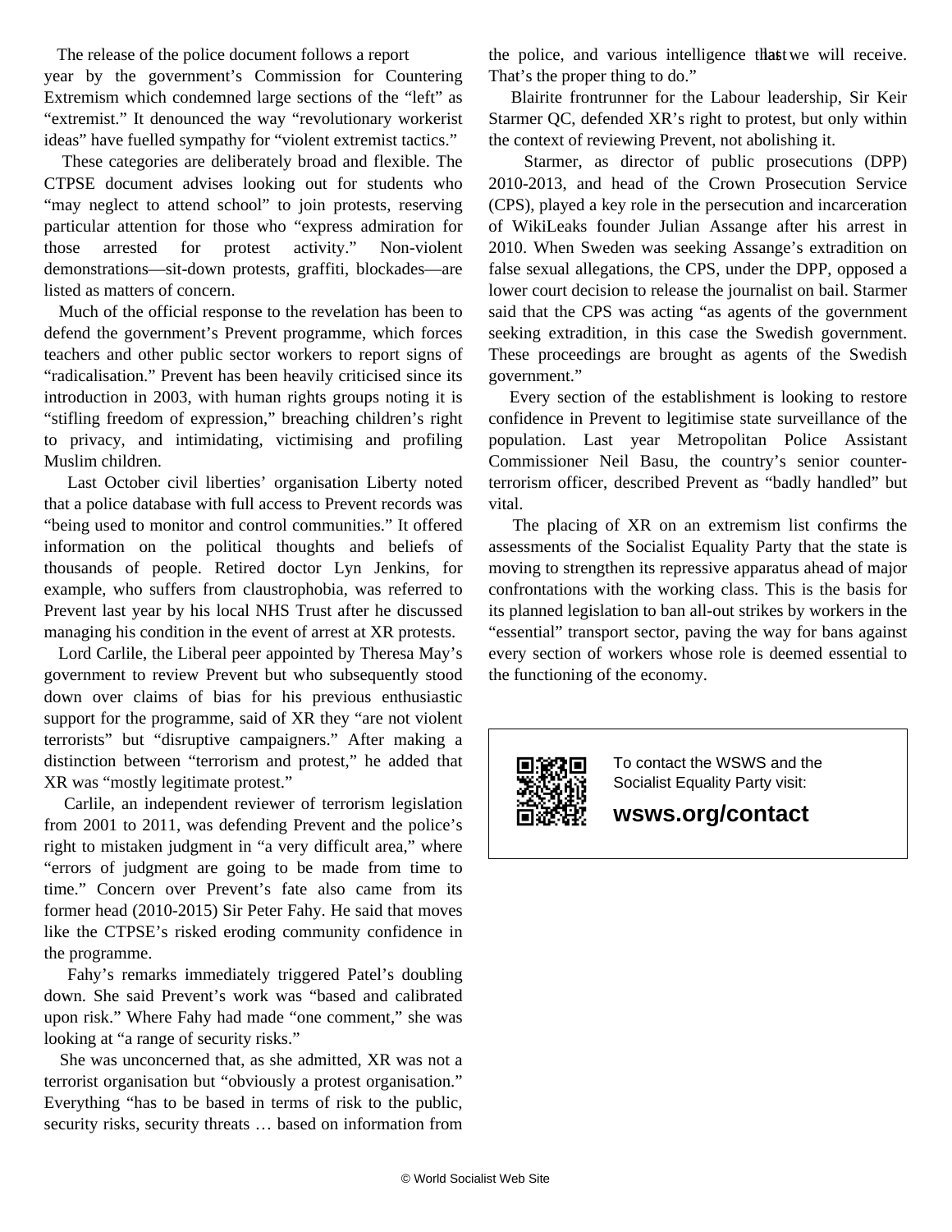The release of the police document follows a report last year by the government's Commission for Countering Extremism which condemned large sections of the "left" as "extremist." It denounced the way "revolutionary workerist ideas" have fuelled sympathy for "violent extremist tactics."

These categories are deliberately broad and flexible. The CTPSE document advises looking out for students who "may neglect to attend school" to join protests, reserving particular attention for those who "express admiration for those arrested for protest activity." Non-violent demonstrations—sit-down protests, graffiti, blockades—are listed as matters of concern.

Much of the official response to the revelation has been to defend the government's Prevent programme, which forces teachers and other public sector workers to report signs of "radicalisation." Prevent has been heavily criticised since its introduction in 2003, with human rights groups noting it is "stifling freedom of expression," breaching children's right to privacy, and intimidating, victimising and profiling Muslim children.

Last October civil liberties' organisation Liberty noted that a police database with full access to Prevent records was "being used to monitor and control communities." It offered information on the political thoughts and beliefs of thousands of people. Retired doctor Lyn Jenkins, for example, who suffers from claustrophobia, was referred to Prevent last year by his local NHS Trust after he discussed managing his condition in the event of arrest at XR protests.

Lord Carlile, the Liberal peer appointed by Theresa May's government to review Prevent but who subsequently stood down over claims of bias for his previous enthusiastic support for the programme, said of XR they "are not violent terrorists" but "disruptive campaigners." After making a distinction between "terrorism and protest," he added that XR was "mostly legitimate protest."

Carlile, an independent reviewer of terrorism legislation from 2001 to 2011, was defending Prevent and the police's right to mistaken judgment in "a very difficult area," where "errors of judgment are going to be made from time to time." Concern over Prevent's fate also came from its former head (2010-2015) Sir Peter Fahy. He said that moves like the CTPSE's risked eroding community confidence in the programme.

Fahy's remarks immediately triggered Patel's doubling down. She said Prevent's work was "based and calibrated upon risk." Where Fahy had made "one comment," she was looking at "a range of security risks."

She was unconcerned that, as she admitted, XR was not a terrorist organisation but "obviously a protest organisation." Everything "has to be based in terms of risk to the public, security risks, security threats … based on information from the police, and various intelligence that we will receive. That's the proper thing to do."

Blairite frontrunner for the Labour leadership, Sir Keir Starmer QC, defended XR's right to protest, but only within the context of reviewing Prevent, not abolishing it.

Starmer, as director of public prosecutions (DPP) 2010-2013, and head of the Crown Prosecution Service (CPS), played a key role in the persecution and incarceration of WikiLeaks founder Julian Assange after his arrest in 2010. When Sweden was seeking Assange's extradition on false sexual allegations, the CPS, under the DPP, opposed a lower court decision to release the journalist on bail. Starmer said that the CPS was acting "as agents of the government seeking extradition, in this case the Swedish government. These proceedings are brought as agents of the Swedish government."

Every section of the establishment is looking to restore confidence in Prevent to legitimise state surveillance of the population. Last year Metropolitan Police Assistant Commissioner Neil Basu, the country's senior counter-terrorism officer, described Prevent as "badly handled" but vital.

The placing of XR on an extremism list confirms the assessments of the Socialist Equality Party that the state is moving to strengthen its repressive apparatus ahead of major confrontations with the working class. This is the basis for its planned legislation to ban all-out strikes by workers in the "essential" transport sector, paving the way for bans against every section of workers whose role is deemed essential to the functioning of the economy.

To contact the WSWS and the Socialist Equality Party visit:

**wsws.org/contact**